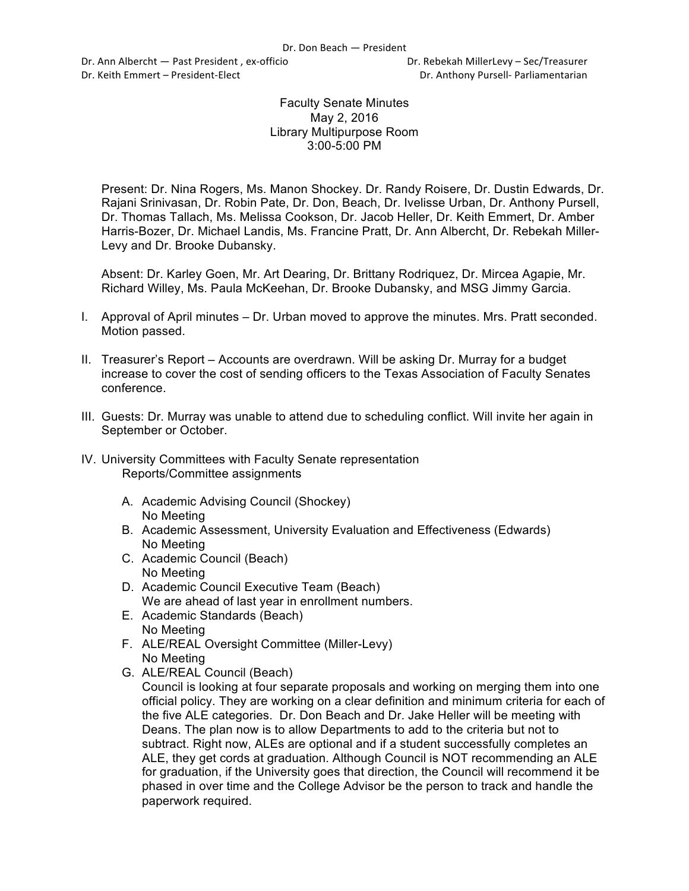Dr. Don Beach — President

Dr. Ann Albercht — Past President , ex-officio

Dr. Rebekah MillerLevy – Sec/Treasurer

Dr. Keith Emmert – President-Elect

Dr. Anthony Pursell- Parliamentarian

Faculty Senate Minutes
May 2, 2016
Library Multipurpose Room
3:00-5:00 PM

Present: Dr. Nina Rogers, Ms. Manon Shockey. Dr. Randy Roisere, Dr. Dustin Edwards, Dr. Rajani Srinivasan, Dr. Robin Pate, Dr. Don, Beach, Dr. Ivelisse Urban, Dr. Anthony Pursell, Dr. Thomas Tallach, Ms. Melissa Cookson, Dr. Jacob Heller, Dr. Keith Emmert, Dr. Amber Harris-Bozer, Dr. Michael Landis, Ms. Francine Pratt, Dr. Ann Albercht, Dr. Rebekah Miller-Levy and Dr. Brooke Dubansky.

Absent: Dr. Karley Goen, Mr. Art Dearing, Dr. Brittany Rodriquez, Dr. Mircea Agapie, Mr. Richard Willey, Ms. Paula McKeehan, Dr. Brooke Dubansky, and MSG Jimmy Garcia.

I. Approval of April minutes – Dr. Urban moved to approve the minutes. Mrs. Pratt seconded. Motion passed.

II. Treasurer's Report – Accounts are overdrawn. Will be asking Dr. Murray for a budget increase to cover the cost of sending officers to the Texas Association of Faculty Senates conference.

III. Guests: Dr. Murray was unable to attend due to scheduling conflict. Will invite her again in September or October.

IV. University Committees with Faculty Senate representation
Reports/Committee assignments

   A. Academic Advising Council (Shockey)
   No Meeting
   B. Academic Assessment, University Evaluation and Effectiveness (Edwards)
   No Meeting
   C. Academic Council (Beach)
   No Meeting
   D. Academic Council Executive Team (Beach)
   We are ahead of last year in enrollment numbers.
   E. Academic Standards (Beach)
   No Meeting
   F. ALE/REAL Oversight Committee (Miller-Levy)
   No Meeting
   G. ALE/REAL Council (Beach)
   Council is looking at four separate proposals and working on merging them into one official policy. They are working on a clear definition and minimum criteria for each of the five ALE categories. Dr. Don Beach and Dr. Jake Heller will be meeting with Deans. The plan now is to allow Departments to add to the criteria but not to subtract. Right now, ALEs are optional and if a student successfully completes an ALE, they get cords at graduation. Although Council is NOT recommending an ALE for graduation, if the University goes that direction, the Council will recommend it be phased in over time and the College Advisor be the person to track and handle the paperwork required.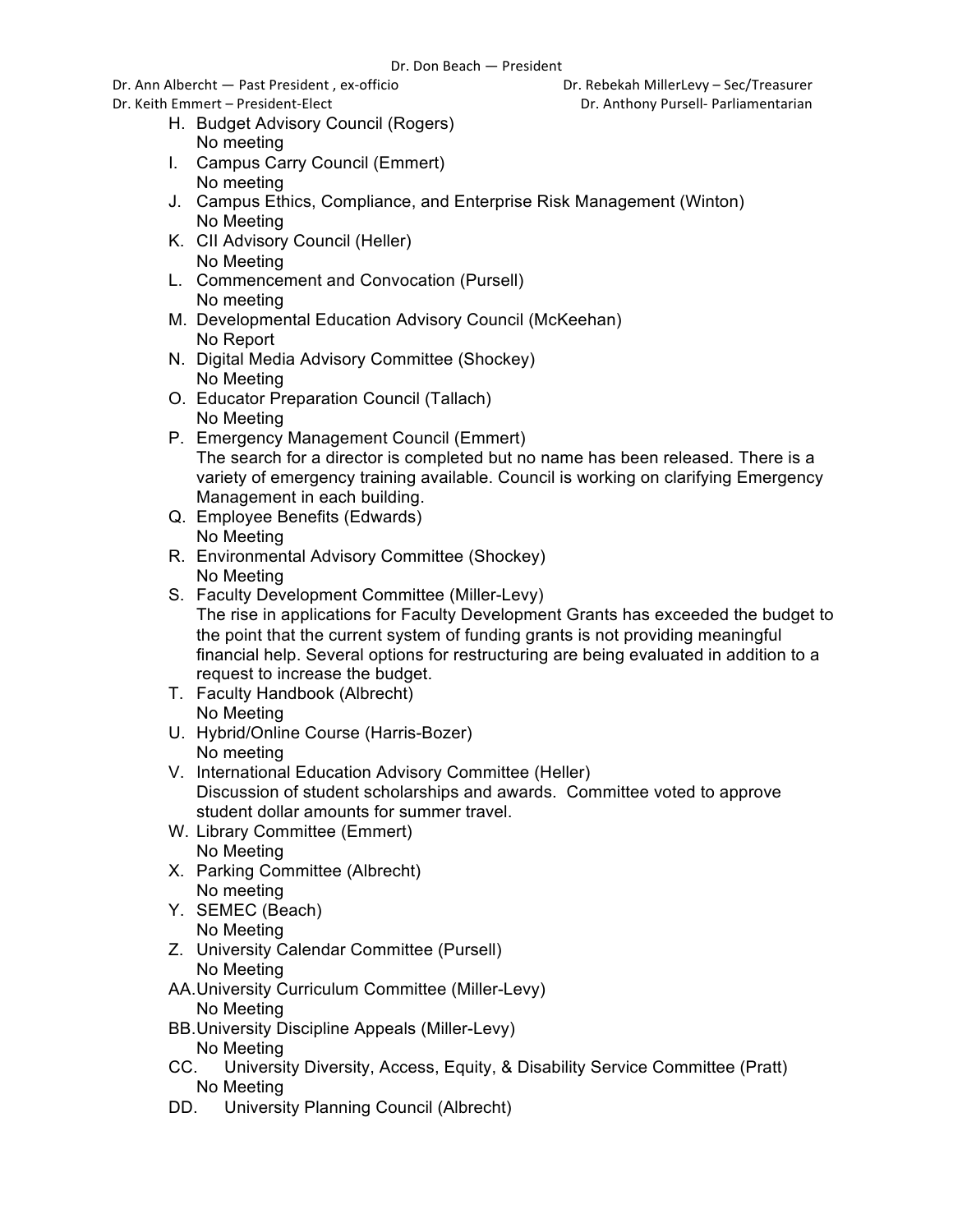H. Budget Advisory Council (Rogers)
   No meeting

I. Campus Carry Council (Emmert)
   No meeting

J. Campus Ethics, Compliance, and Enterprise Risk Management (Winton)
   No Meeting

K. CII Advisory Council (Heller)
   No Meeting

L. Commencement and Convocation (Pursell)
   No meeting

M. Developmental Education Advisory Council (McKeehan)
   No Report

N. Digital Media Advisory Committee (Shockey)
   No Meeting

O. Educator Preparation Council (Tallach)
   No Meeting

P. Emergency Management Council (Emmert)
   The search for a director is completed but no name has been released. There is a variety of emergency training available. Council is working on clarifying Emergency Management in each building.

Q. Employee Benefits (Edwards)
   No Meeting

R. Environmental Advisory Committee (Shockey)
   No Meeting

S. Faculty Development Committee (Miller-Levy)
   The rise in applications for Faculty Development Grants has exceeded the budget to the point that the current system of funding grants is not providing meaningful financial help. Several options for restructuring are being evaluated in addition to a request to increase the budget.

T. Faculty Handbook (Albrecht)
   No Meeting

U. Hybrid/Online Course (Harris-Bozer)
   No meeting

V. International Education Advisory Committee (Heller)
   Discussion of student scholarships and awards. Committee voted to approve student dollar amounts for summer travel.

W. Library Committee (Emmert)
   No Meeting

X. Parking Committee (Albrecht)
   No meeting

Y. SEMEC (Beach)
   No Meeting

Z. University Calendar Committee (Pursell)
   No Meeting

AA. University Curriculum Committee (Miller-Levy)
   No Meeting

BB. University Discipline Appeals (Miller-Levy)
   No Meeting

CC. University Diversity, Access, Equity, & Disability Service Committee (Pratt)
   No Meeting

DD. University Planning Council (Albrecht)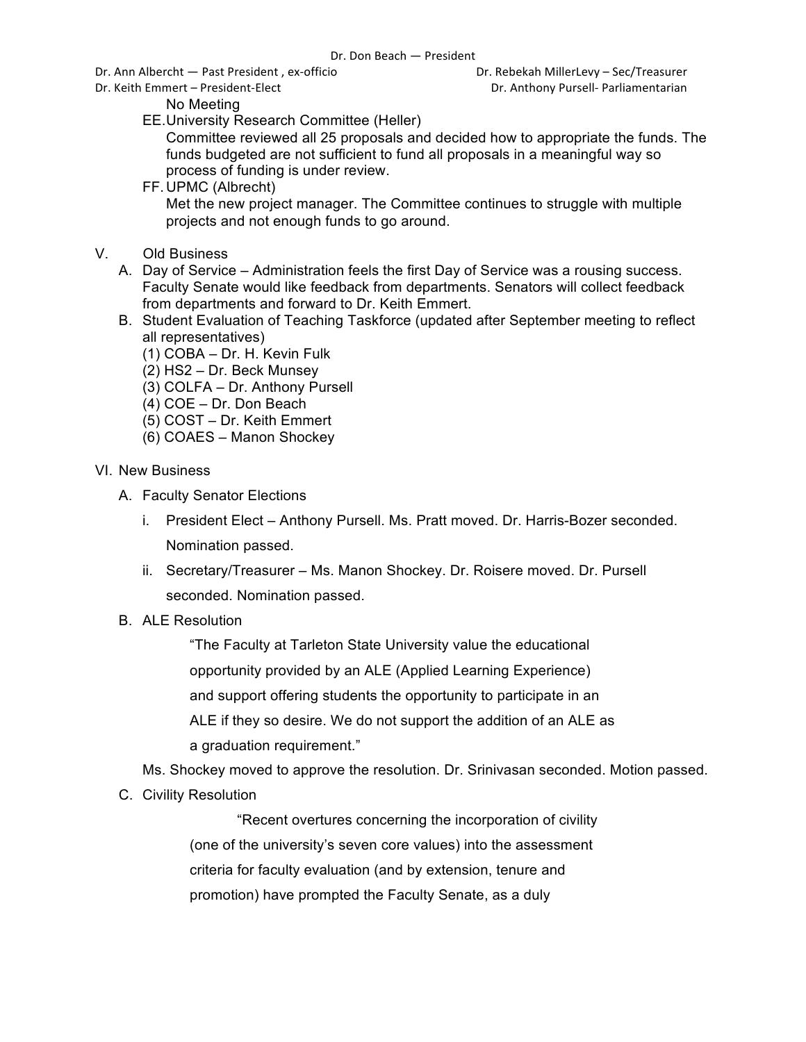No Meeting

EE. University Research Committee (Heller)
Committee reviewed all 25 proposals and decided how to appropriate the funds. The funds budgeted are not sufficient to fund all proposals in a meaningful way so process of funding is under review.

FF. UPMC (Albrecht)
Met the new project manager. The Committee continues to struggle with multiple projects and not enough funds to go around.

V. Old Business

A. Day of Service – Administration feels the first Day of Service was a rousing success. Faculty Senate would like feedback from departments. Senators will collect feedback from departments and forward to Dr. Keith Emmert.

B. Student Evaluation of Teaching Taskforce (updated after September meeting to reflect all representatives)
(1) COBA – Dr. H. Kevin Fulk
(2) HS2 – Dr. Beck Munsey
(3) COLFA – Dr. Anthony Pursell
(4) COE – Dr. Don Beach
(5) COST – Dr. Keith Emmert
(6) COAES – Manon Shockey

VI. New Business

A. Faculty Senator Elections

i. President Elect – Anthony Pursell. Ms. Pratt moved. Dr. Harris-Bozer seconded. Nomination passed.

ii. Secretary/Treasurer – Ms. Manon Shockey. Dr. Roisere moved. Dr. Pursell seconded. Nomination passed.

B. ALE Resolution

> "The Faculty at Tarleton State University value the educational opportunity provided by an ALE (Applied Learning Experience) and support offering students the opportunity to participate in an ALE if they so desire. We do not support the addition of an ALE as a graduation requirement."

Ms. Shockey moved to approve the resolution. Dr. Srinivasan seconded. Motion passed.

C. Civility Resolution

> "Recent overtures concerning the incorporation of civility (one of the university's seven core values) into the assessment criteria for faculty evaluation (and by extension, tenure and promotion) have prompted the Faculty Senate, as a duly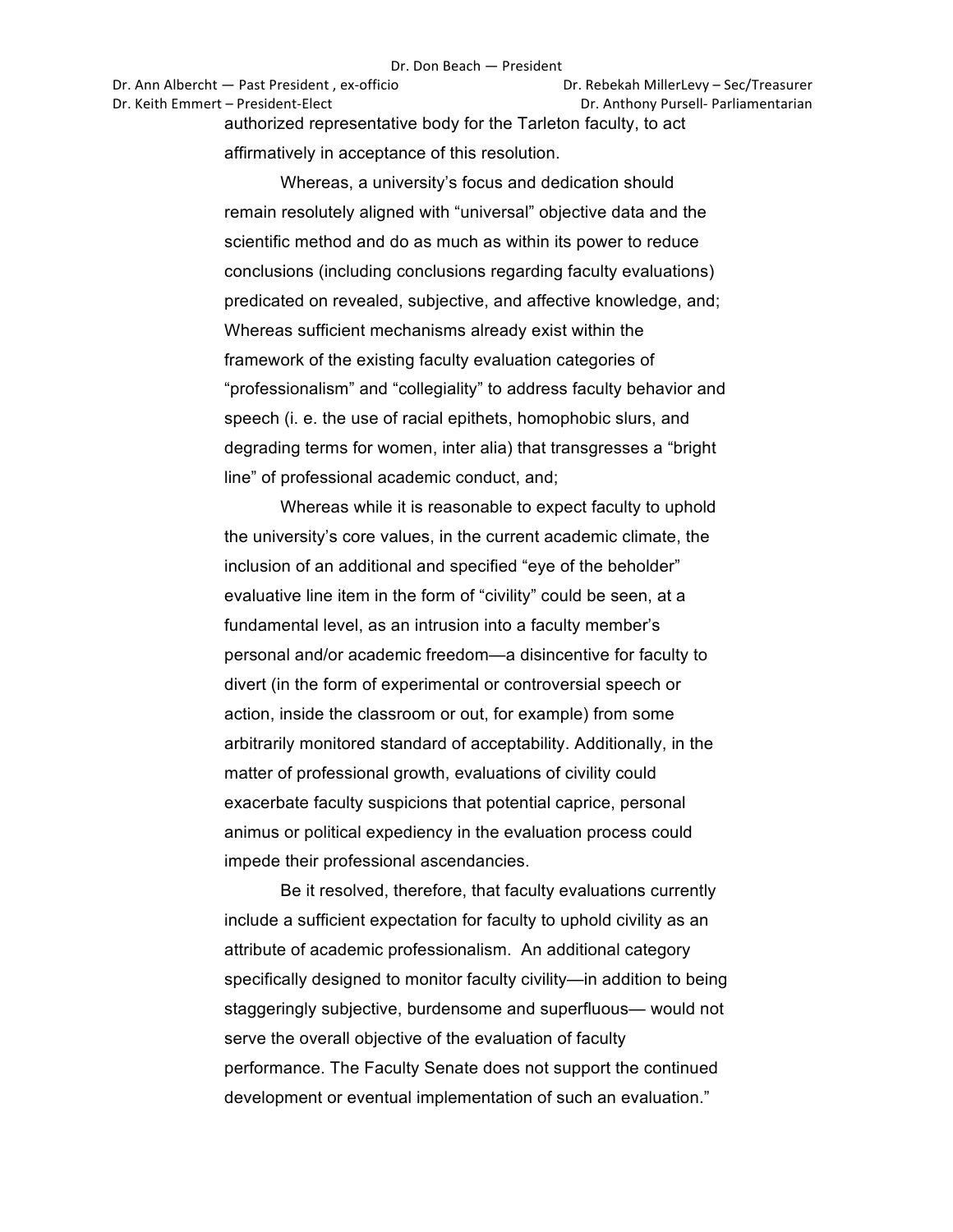authorized representative body for the Tarleton faculty, to act affirmatively in acceptance of this resolution.

Whereas, a university's focus and dedication should remain resolutely aligned with "universal" objective data and the scientific method and do as much as within its power to reduce conclusions (including conclusions regarding faculty evaluations) predicated on revealed, subjective, and affective knowledge, and; Whereas sufficient mechanisms already exist within the framework of the existing faculty evaluation categories of "professionalism" and "collegiality" to address faculty behavior and speech (i. e. the use of racial epithets, homophobic slurs, and degrading terms for women, inter alia) that transgresses a "bright line" of professional academic conduct, and;

Whereas while it is reasonable to expect faculty to uphold the university's core values, in the current academic climate, the inclusion of an additional and specified "eye of the beholder" evaluative line item in the form of "civility" could be seen, at a fundamental level, as an intrusion into a faculty member's personal and/or academic freedom—a disincentive for faculty to divert (in the form of experimental or controversial speech or action, inside the classroom or out, for example) from some arbitrarily monitored standard of acceptability. Additionally, in the matter of professional growth, evaluations of civility could exacerbate faculty suspicions that potential caprice, personal animus or political expediency in the evaluation process could impede their professional ascendancies.

Be it resolved, therefore, that faculty evaluations currently include a sufficient expectation for faculty to uphold civility as an attribute of academic professionalism. An additional category specifically designed to monitor faculty civility—in addition to being staggeringly subjective, burdensome and superfluous— would not serve the overall objective of the evaluation of faculty performance. The Faculty Senate does not support the continued development or eventual implementation of such an evaluation."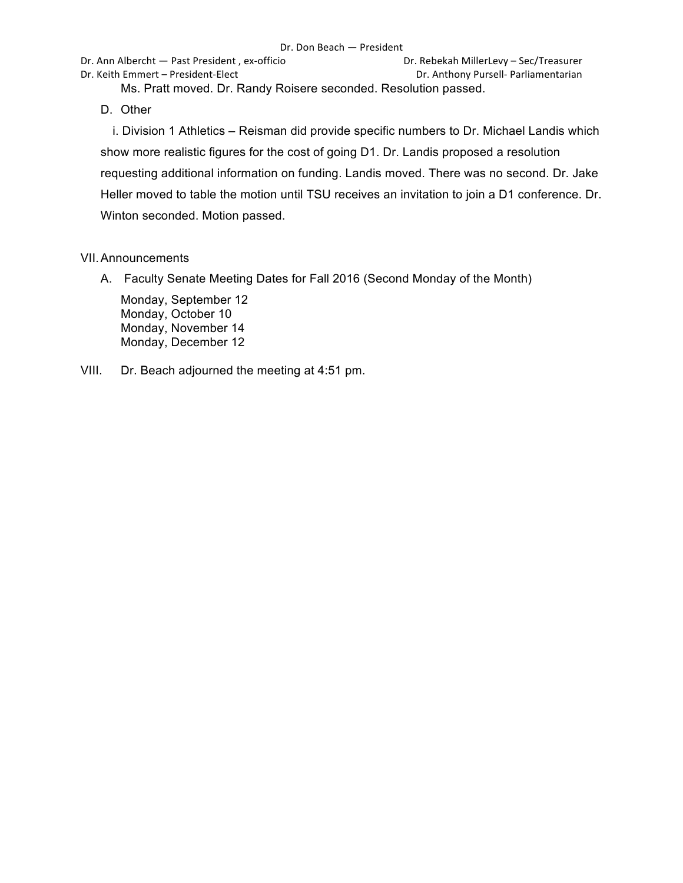Ms. Pratt moved. Dr. Randy Roisere seconded. Resolution passed.

D. Other

i. Division 1 Athletics – Reisman did provide specific numbers to Dr. Michael Landis which show more realistic figures for the cost of going D1. Dr. Landis proposed a resolution requesting additional information on funding. Landis moved. There was no second. Dr. Jake Heller moved to table the motion until TSU receives an invitation to join a D1 conference. Dr. Winton seconded. Motion passed.

VII. Announcements

A. Faculty Senate Meeting Dates for Fall 2016 (Second Monday of the Month)

Monday, September 12
Monday, October 10
Monday, November 14
Monday, December 12

VIII. Dr. Beach adjourned the meeting at 4:51 pm.